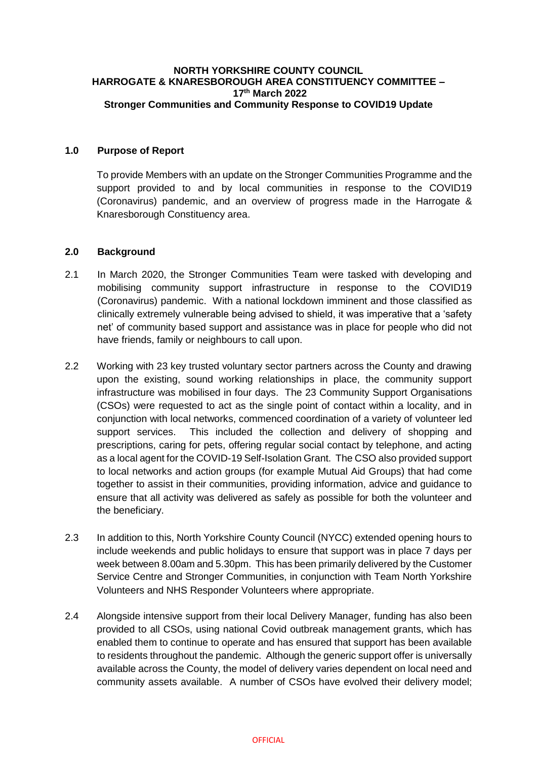**NORTH YORKSHIRE COUNTY COUNCIL**
**HARROGATE & KNARESBOROUGH AREA CONSTITUENCY COMMITTEE –**
**17th March 2022**
**Stronger Communities and Community Response to COVID19 Update**

## 1.0 Purpose of Report

To provide Members with an update on the Stronger Communities Programme and the support provided to and by local communities in response to the COVID19 (Coronavirus) pandemic, and an overview of progress made in the Harrogate & Knaresborough Constituency area.

## 2.0 Background

2.1 In March 2020, the Stronger Communities Team were tasked with developing and mobilising community support infrastructure in response to the COVID19 (Coronavirus) pandemic. With a national lockdown imminent and those classified as clinically extremely vulnerable being advised to shield, it was imperative that a 'safety net' of community based support and assistance was in place for people who did not have friends, family or neighbours to call upon.

2.2 Working with 23 key trusted voluntary sector partners across the County and drawing upon the existing, sound working relationships in place, the community support infrastructure was mobilised in four days. The 23 Community Support Organisations (CSOs) were requested to act as the single point of contact within a locality, and in conjunction with local networks, commenced coordination of a variety of volunteer led support services. This included the collection and delivery of shopping and prescriptions, caring for pets, offering regular social contact by telephone, and acting as a local agent for the COVID-19 Self-Isolation Grant. The CSO also provided support to local networks and action groups (for example Mutual Aid Groups) that had come together to assist in their communities, providing information, advice and guidance to ensure that all activity was delivered as safely as possible for both the volunteer and the beneficiary.

2.3 In addition to this, North Yorkshire County Council (NYCC) extended opening hours to include weekends and public holidays to ensure that support was in place 7 days per week between 8.00am and 5.30pm. This has been primarily delivered by the Customer Service Centre and Stronger Communities, in conjunction with Team North Yorkshire Volunteers and NHS Responder Volunteers where appropriate.

2.4 Alongside intensive support from their local Delivery Manager, funding has also been provided to all CSOs, using national Covid outbreak management grants, which has enabled them to continue to operate and has ensured that support has been available to residents throughout the pandemic. Although the generic support offer is universally available across the County, the model of delivery varies dependent on local need and community assets available. A number of CSOs have evolved their delivery model;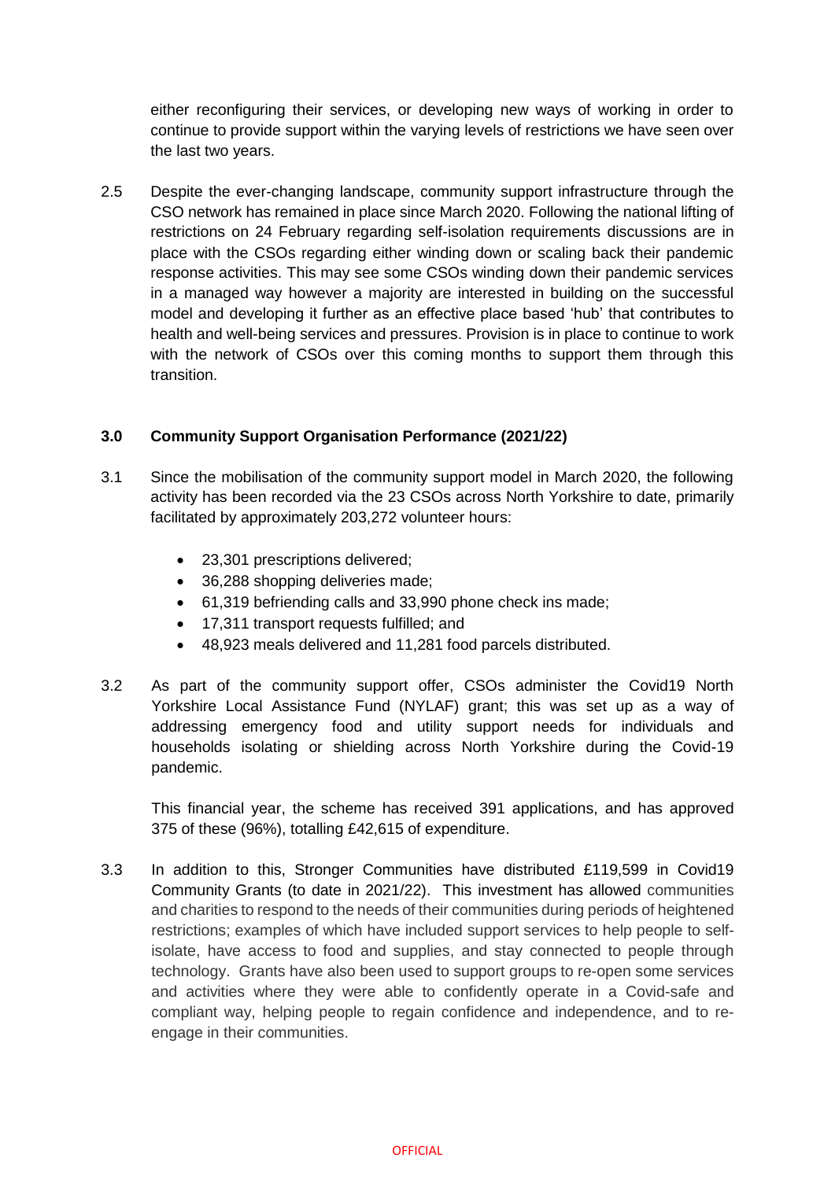either reconfiguring their services, or developing new ways of working in order to continue to provide support within the varying levels of restrictions we have seen over the last two years.

2.5 Despite the ever-changing landscape, community support infrastructure through the CSO network has remained in place since March 2020. Following the national lifting of restrictions on 24 February regarding self-isolation requirements discussions are in place with the CSOs regarding either winding down or scaling back their pandemic response activities. This may see some CSOs winding down their pandemic services in a managed way however a majority are interested in building on the successful model and developing it further as an effective place based 'hub' that contributes to health and well-being services and pressures. Provision is in place to continue to work with the network of CSOs over this coming months to support them through this transition.

## 3.0 Community Support Organisation Performance (2021/22)

3.1 Since the mobilisation of the community support model in March 2020, the following activity has been recorded via the 23 CSOs across North Yorkshire to date, primarily facilitated by approximately 203,272 volunteer hours:

- 23,301 prescriptions delivered;
- 36,288 shopping deliveries made;
- 61,319 befriending calls and 33,990 phone check ins made;
- 17,311 transport requests fulfilled; and
- 48,923 meals delivered and 11,281 food parcels distributed.

3.2 As part of the community support offer, CSOs administer the Covid19 North Yorkshire Local Assistance Fund (NYLAF) grant; this was set up as a way of addressing emergency food and utility support needs for individuals and households isolating or shielding across North Yorkshire during the Covid-19 pandemic.

This financial year, the scheme has received 391 applications, and has approved 375 of these (96%), totalling £42,615 of expenditure.

3.3 In addition to this, Stronger Communities have distributed £119,599 in Covid19 Community Grants (to date in 2021/22). This investment has allowed communities and charities to respond to the needs of their communities during periods of heightened restrictions; examples of which have included support services to help people to self-isolate, have access to food and supplies, and stay connected to people through technology. Grants have also been used to support groups to re-open some services and activities where they were able to confidently operate in a Covid-safe and compliant way, helping people to regain confidence and independence, and to re-engage in their communities.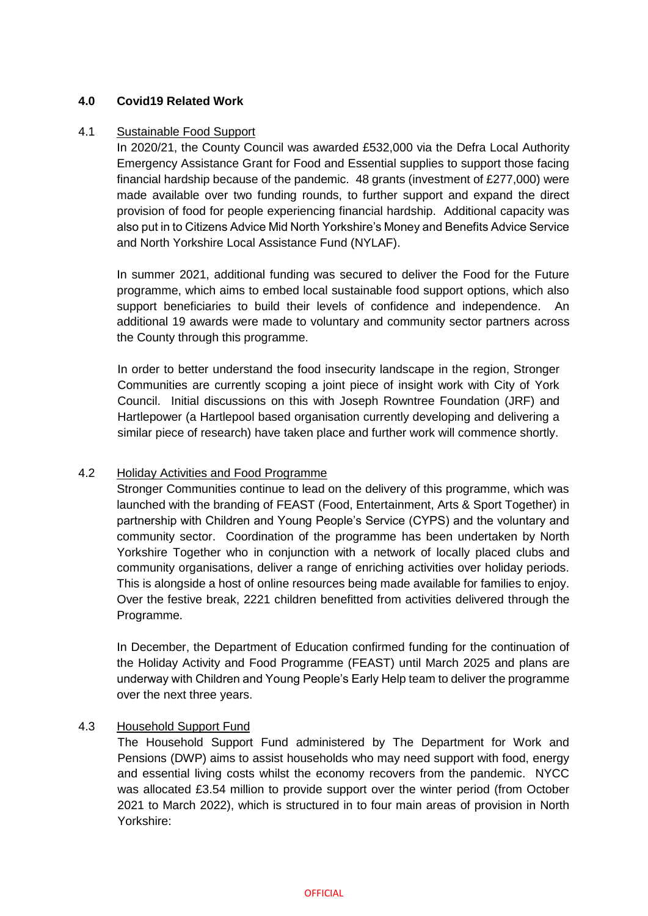## 4.0 Covid19 Related Work

### 4.1 Sustainable Food Support

In 2020/21, the County Council was awarded £532,000 via the Defra Local Authority Emergency Assistance Grant for Food and Essential supplies to support those facing financial hardship because of the pandemic. 48 grants (investment of £277,000) were made available over two funding rounds, to further support and expand the direct provision of food for people experiencing financial hardship. Additional capacity was also put in to Citizens Advice Mid North Yorkshire's Money and Benefits Advice Service and North Yorkshire Local Assistance Fund (NYLAF).

In summer 2021, additional funding was secured to deliver the Food for the Future programme, which aims to embed local sustainable food support options, which also support beneficiaries to build their levels of confidence and independence. An additional 19 awards were made to voluntary and community sector partners across the County through this programme.

In order to better understand the food insecurity landscape in the region, Stronger Communities are currently scoping a joint piece of insight work with City of York Council. Initial discussions on this with Joseph Rowntree Foundation (JRF) and Hartlepower (a Hartlepool based organisation currently developing and delivering a similar piece of research) have taken place and further work will commence shortly.

### 4.2 Holiday Activities and Food Programme

Stronger Communities continue to lead on the delivery of this programme, which was launched with the branding of FEAST (Food, Entertainment, Arts & Sport Together) in partnership with Children and Young People's Service (CYPS) and the voluntary and community sector. Coordination of the programme has been undertaken by North Yorkshire Together who in conjunction with a network of locally placed clubs and community organisations, deliver a range of enriching activities over holiday periods. This is alongside a host of online resources being made available for families to enjoy. Over the festive break, 2221 children benefitted from activities delivered through the Programme.

In December, the Department of Education confirmed funding for the continuation of the Holiday Activity and Food Programme (FEAST) until March 2025 and plans are underway with Children and Young People's Early Help team to deliver the programme over the next three years.

### 4.3 Household Support Fund

The Household Support Fund administered by The Department for Work and Pensions (DWP) aims to assist households who may need support with food, energy and essential living costs whilst the economy recovers from the pandemic. NYCC was allocated £3.54 million to provide support over the winter period (from October 2021 to March 2022), which is structured in to four main areas of provision in North Yorkshire: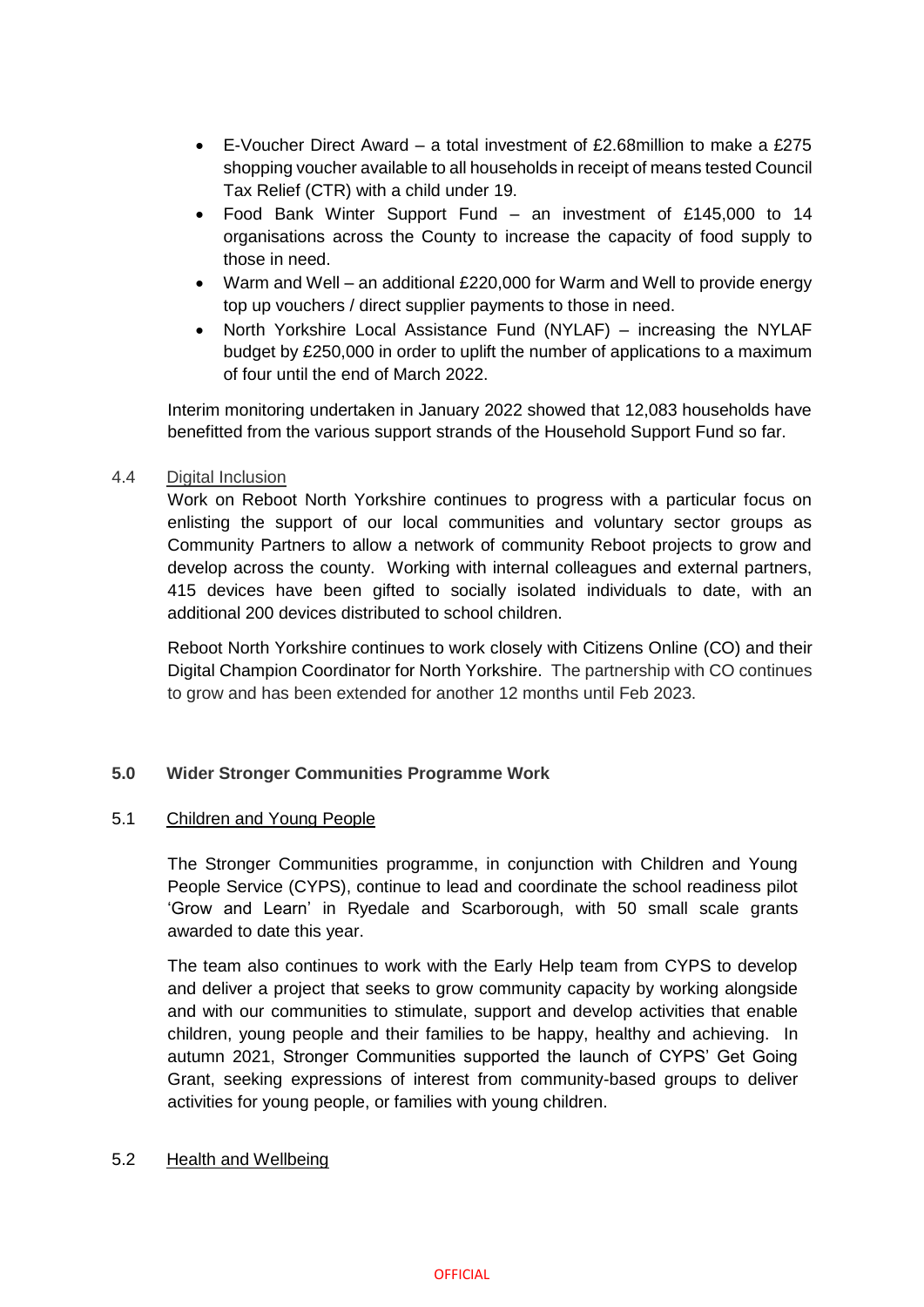- E-Voucher Direct Award – a total investment of £2.68million to make a £275 shopping voucher available to all households in receipt of means tested Council Tax Relief (CTR) with a child under 19.
- Food Bank Winter Support Fund – an investment of £145,000 to 14 organisations across the County to increase the capacity of food supply to those in need.
- Warm and Well – an additional £220,000 for Warm and Well to provide energy top up vouchers / direct supplier payments to those in need.
- North Yorkshire Local Assistance Fund (NYLAF) – increasing the NYLAF budget by £250,000 in order to uplift the number of applications to a maximum of four until the end of March 2022.

Interim monitoring undertaken in January 2022 showed that 12,083 households have benefitted from the various support strands of the Household Support Fund so far.

4.4 Digital Inclusion

Work on Reboot North Yorkshire continues to progress with a particular focus on enlisting the support of our local communities and voluntary sector groups as Community Partners to allow a network of community Reboot projects to grow and develop across the county. Working with internal colleagues and external partners, 415 devices have been gifted to socially isolated individuals to date, with an additional 200 devices distributed to school children.

Reboot North Yorkshire continues to work closely with Citizens Online (CO) and their Digital Champion Coordinator for North Yorkshire. The partnership with CO continues to grow and has been extended for another 12 months until Feb 2023.

## 5.0 Wider Stronger Communities Programme Work

5.1 Children and Young People

The Stronger Communities programme, in conjunction with Children and Young People Service (CYPS), continue to lead and coordinate the school readiness pilot 'Grow and Learn' in Ryedale and Scarborough, with 50 small scale grants awarded to date this year.

The team also continues to work with the Early Help team from CYPS to develop and deliver a project that seeks to grow community capacity by working alongside and with our communities to stimulate, support and develop activities that enable children, young people and their families to be happy, healthy and achieving. In autumn 2021, Stronger Communities supported the launch of CYPS' Get Going Grant, seeking expressions of interest from community-based groups to deliver activities for young people, or families with young children.

5.2 Health and Wellbeing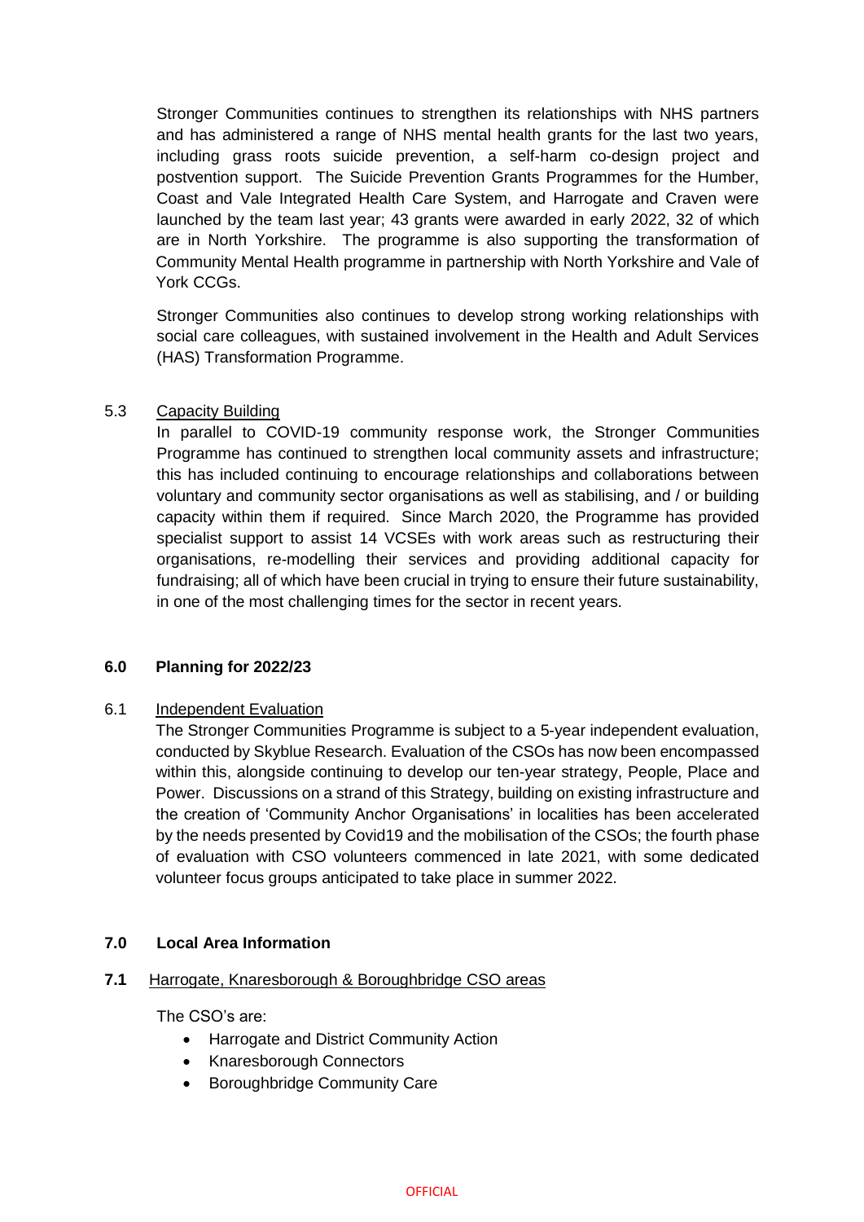Stronger Communities continues to strengthen its relationships with NHS partners and has administered a range of NHS mental health grants for the last two years, including grass roots suicide prevention, a self-harm co-design project and postvention support. The Suicide Prevention Grants Programmes for the Humber, Coast and Vale Integrated Health Care System, and Harrogate and Craven were launched by the team last year; 43 grants were awarded in early 2022, 32 of which are in North Yorkshire. The programme is also supporting the transformation of Community Mental Health programme in partnership with North Yorkshire and Vale of York CCGs.

Stronger Communities also continues to develop strong working relationships with social care colleagues, with sustained involvement in the Health and Adult Services (HAS) Transformation Programme.

5.3 Capacity Building

In parallel to COVID-19 community response work, the Stronger Communities Programme has continued to strengthen local community assets and infrastructure; this has included continuing to encourage relationships and collaborations between voluntary and community sector organisations as well as stabilising, and / or building capacity within them if required. Since March 2020, the Programme has provided specialist support to assist 14 VCSEs with work areas such as restructuring their organisations, re-modelling their services and providing additional capacity for fundraising; all of which have been crucial in trying to ensure their future sustainability, in one of the most challenging times for the sector in recent years.

## 6.0 Planning for 2022/23

6.1 Independent Evaluation

The Stronger Communities Programme is subject to a 5-year independent evaluation, conducted by Skyblue Research. Evaluation of the CSOs has now been encompassed within this, alongside continuing to develop our ten-year strategy, People, Place and Power. Discussions on a strand of this Strategy, building on existing infrastructure and the creation of 'Community Anchor Organisations' in localities has been accelerated by the needs presented by Covid19 and the mobilisation of the CSOs; the fourth phase of evaluation with CSO volunteers commenced in late 2021, with some dedicated volunteer focus groups anticipated to take place in summer 2022.

## 7.0 Local Area Information

**7.1** Harrogate, Knaresborough & Boroughbridge CSO areas

The CSO's are:

- Harrogate and District Community Action
- Knaresborough Connectors
- Boroughbridge Community Care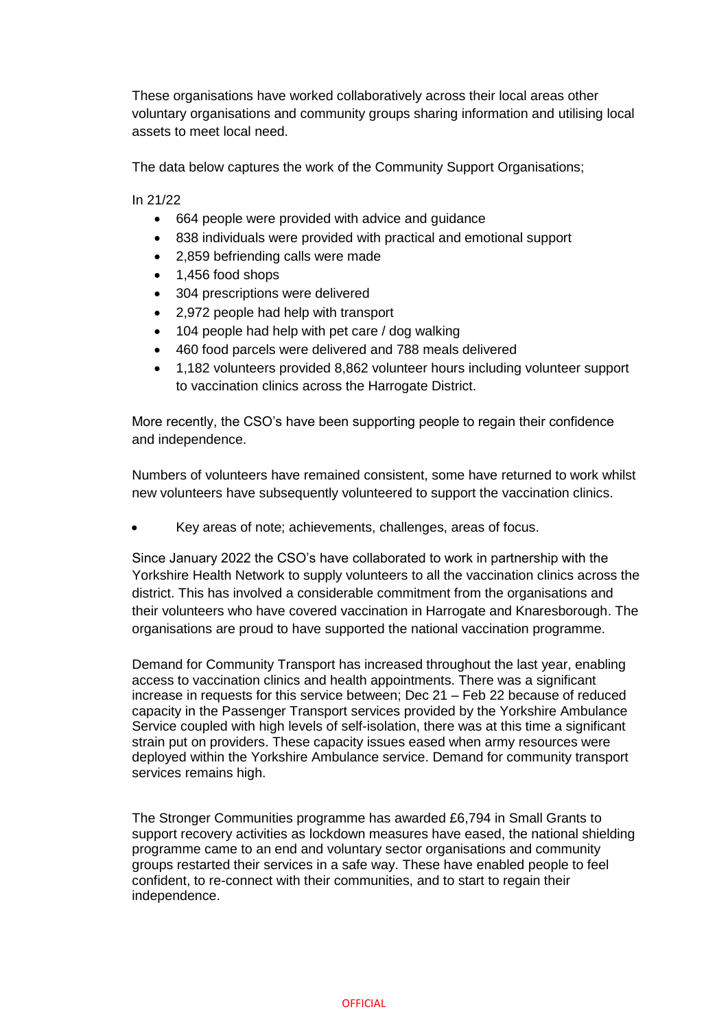These organisations have worked collaboratively across their local areas other voluntary organisations and community groups sharing information and utilising local assets to meet local need.

The data below captures the work of the Community Support Organisations;

In 21/22

- 664 people were provided with advice and guidance
- 838 individuals were provided with practical and emotional support
- 2,859 befriending calls were made
- 1,456 food shops
- 304 prescriptions were delivered
- 2,972 people had help with transport
- 104 people had help with pet care / dog walking
- 460 food parcels were delivered and 788 meals delivered
- 1,182 volunteers provided 8,862 volunteer hours including volunteer support to vaccination clinics across the Harrogate District.

More recently, the CSO's have been supporting people to regain their confidence and independence.

Numbers of volunteers have remained consistent, some have returned to work whilst new volunteers have subsequently volunteered to support the vaccination clinics.

- Key areas of note; achievements, challenges, areas of focus.

Since January 2022 the CSO's have collaborated to work in partnership with the Yorkshire Health Network to supply volunteers to all the vaccination clinics across the district. This has involved a considerable commitment from the organisations and their volunteers who have covered vaccination in Harrogate and Knaresborough. The organisations are proud to have supported the national vaccination programme.

Demand for Community Transport has increased throughout the last year, enabling access to vaccination clinics and health appointments. There was a significant increase in requests for this service between; Dec 21 – Feb 22 because of reduced capacity in the Passenger Transport services provided by the Yorkshire Ambulance Service coupled with high levels of self-isolation, there was at this time a significant strain put on providers. These capacity issues eased when army resources were deployed within the Yorkshire Ambulance service. Demand for community transport services remains high.

The Stronger Communities programme has awarded £6,794 in Small Grants to support recovery activities as lockdown measures have eased, the national shielding programme came to an end and voluntary sector organisations and community groups restarted their services in a safe way. These have enabled people to feel confident, to re-connect with their communities, and to start to regain their independence.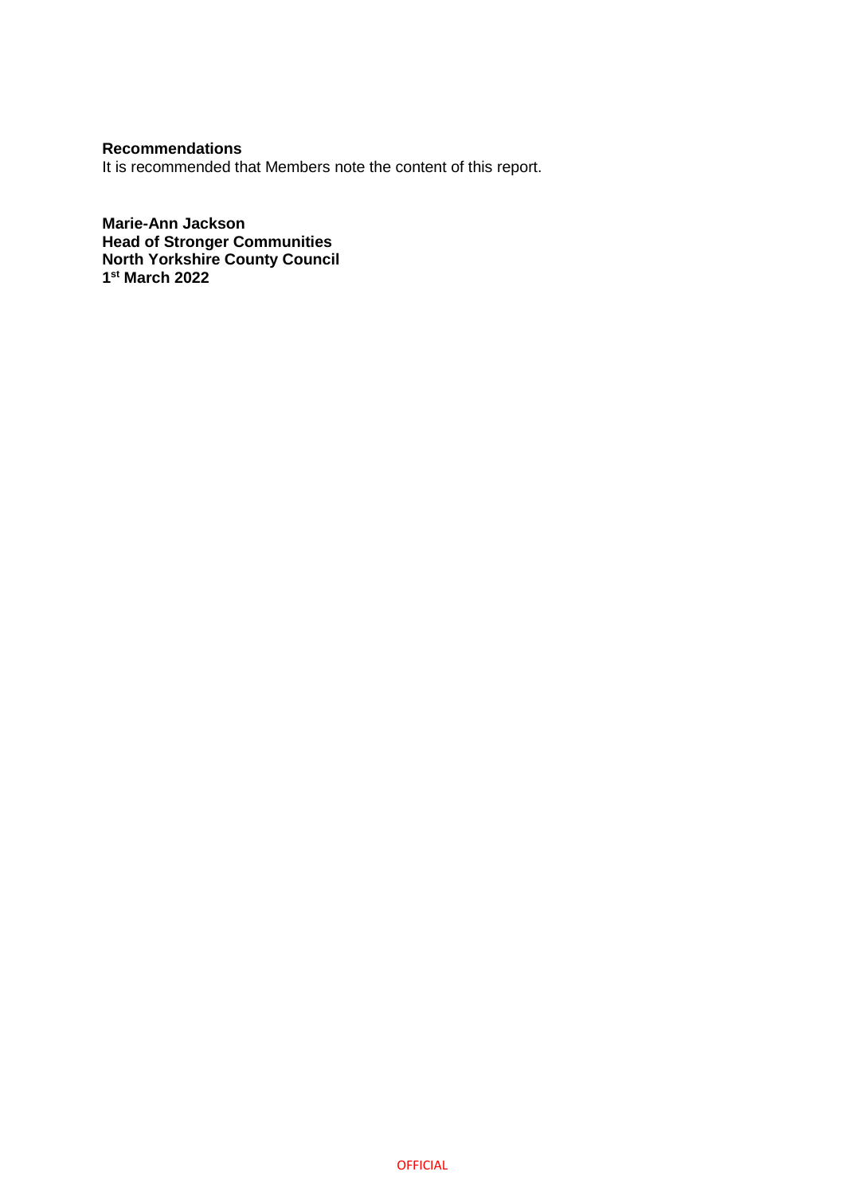**Recommendations**

It is recommended that Members note the content of this report.

**Marie-Ann Jackson**
**Head of Stronger Communities**
**North Yorkshire County Council**
**1st March 2022**